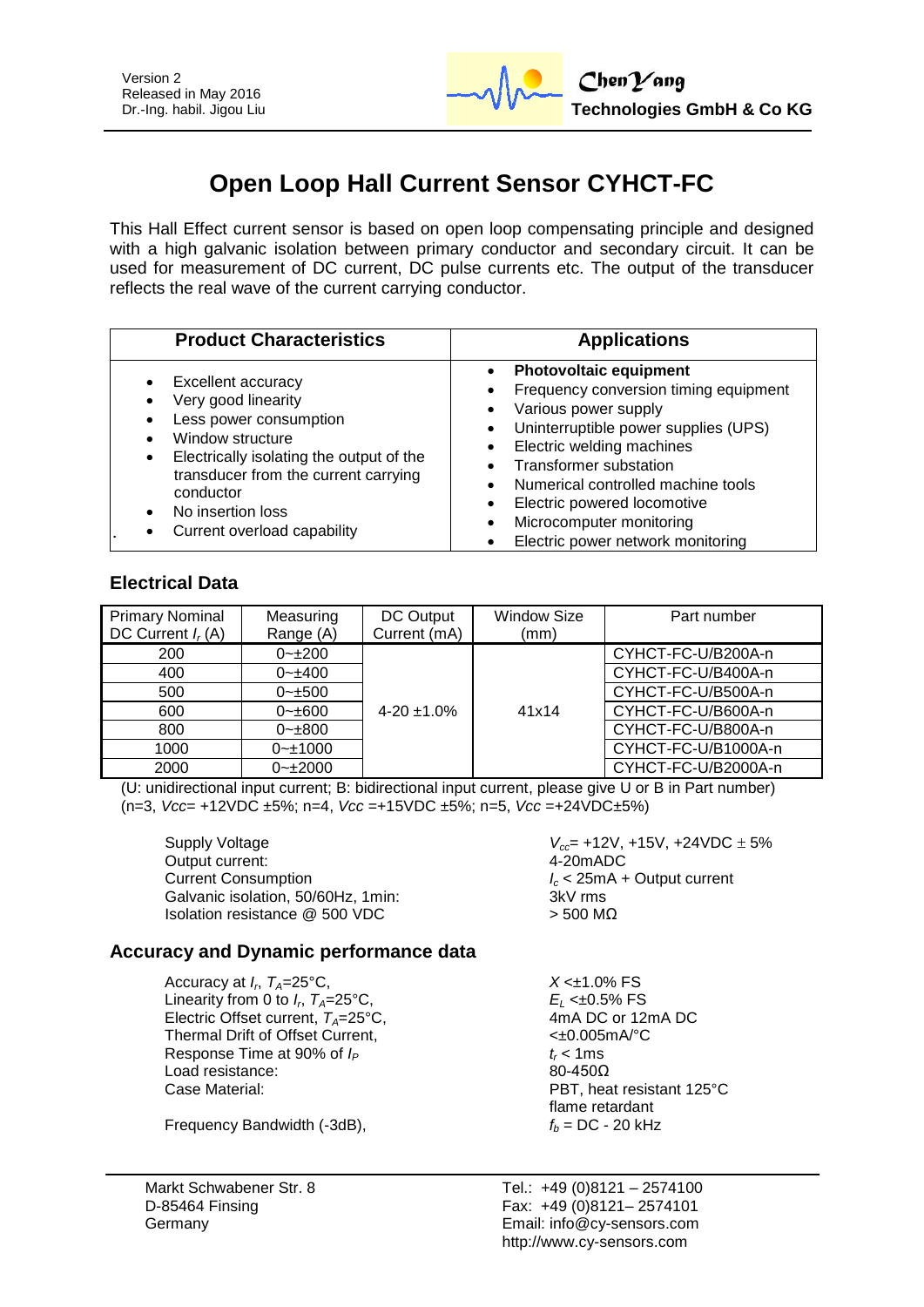Version 2
Released in May 2016
Dr.-Ing. habil. Jigou Liu

**ChenYang**
**Technologies GmbH & Co KG**

# Open Loop Hall Current Sensor CYHCT-FC

This Hall Effect current sensor is based on open loop compensating principle and designed with a high galvanic isolation between primary conductor and secondary circuit. It can be used for measurement of DC current, DC pulse currents etc. The output of the transducer reflects the real wave of the current carrying conductor.

| Product Characteristics | Applications |
|---|---|
| • Excellent accuracy<br>• Very good linearity<br>• Less power consumption<br>• Window structure<br>• Electrically isolating the output of the transducer from the current carrying conductor<br>• No insertion loss<br>• Current overload capability | • **Photovoltaic equipment**<br>• Frequency conversion timing equipment<br>• Various power supply<br>• Uninterruptible power supplies (UPS)<br>• Electric welding machines<br>• Transformer substation<br>• Numerical controlled machine tools<br>• Electric powered locomotive<br>• Microcomputer monitoring<br>• Electric power network monitoring |

## Electrical Data

| Primary Nominal DC Current $I_r$ (A) | Measuring Range (A) | DC Output Current (mA) | Window Size (mm) | Part number |
|---|---|---|---|---|
| 200 | 0~±200 | 4-20 ±1.0% | 41x14 | CYHCT-FC-U/B200A-n |
| 400 | 0~±400 | | | CYHCT-FC-U/B400A-n |
| 500 | 0~±500 | | | CYHCT-FC-U/B500A-n |
| 600 | 0~±600 | | | CYHCT-FC-U/B600A-n |
| 800 | 0~±800 | | | CYHCT-FC-U/B800A-n |
| 1000 | 0~±1000 | | | CYHCT-FC-U/B1000A-n |
| 2000 | 0~±2000 | | | CYHCT-FC-U/B2000A-n |

(U: unidirectional input current; B: bidirectional input current, please give U or B in Part number)
(n=3, *Vcc*= +12VDC ±5%; n=4, *Vcc* =+15VDC ±5%; n=5, *Vcc* =+24VDC±5%)

| | |
|---|---|
| Supply Voltage | $V_{cc}$= +12V, +15V, +24VDC ± 5% |
| Output current: | 4-20mADC |
| Current Consumption | $I_c$ < 25mA + Output current |
| Galvanic isolation, 50/60Hz, 1min: | 3kV rms |
| Isolation resistance @ 500 VDC | > 500 MΩ |

## Accuracy and Dynamic performance data

| | |
|---|---|
| Accuracy at $I_r$, $T_A$=25°C, | $X$ <±1.0% FS |
| Linearity from 0 to $I_r$, $T_A$=25°C, | $E_L$ <±0.5% FS |
| Electric Offset current, $T_A$=25°C, | 4mA DC or 12mA DC |
| Thermal Drift of Offset Current, | <±0.005mA/°C |
| Response Time at 90% of $I_P$ | $t_r$ < 1ms |
| Load resistance: | 80-450Ω |
| Case Material: | PBT, heat resistant 125°C flame retardant |
| Frequency Bandwidth (-3dB), | $f_b$ = DC - 20 kHz |

Markt Schwabener Str. 8
D-85464 Finsing
Germany

Tel.: +49 (0)8121 – 2574100
Fax: +49 (0)8121– 2574101
Email: info@cy-sensors.com
http://www.cy-sensors.com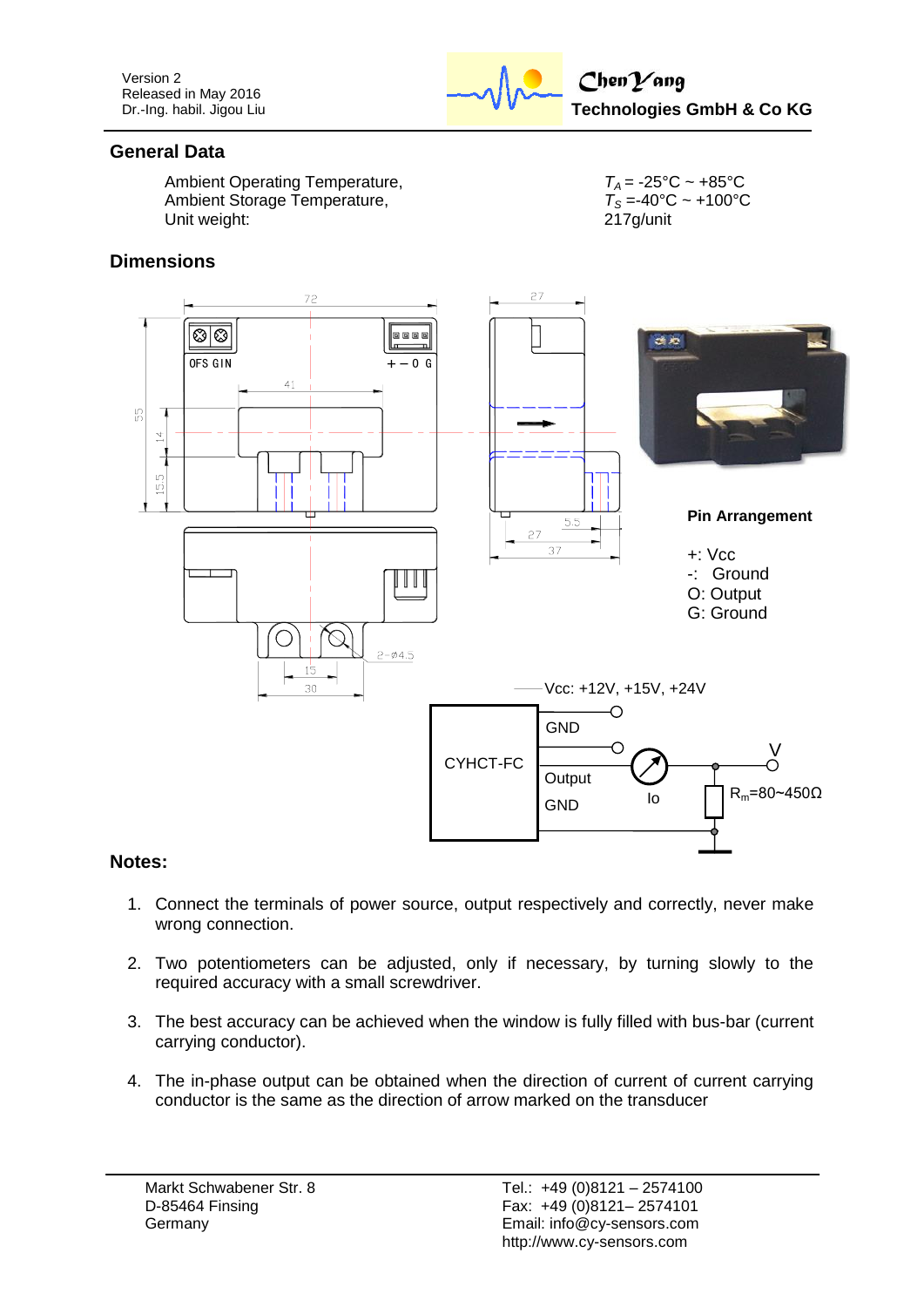## General Data

| | |
|---|---|
| Ambient Operating Temperature, | $T_A$ = -25°C ~ +85°C |
| Ambient Storage Temperature, | $T_S$ =-40°C ~ +100°C |
| Unit weight: | 217g/unit |

## Dimensions

**Pin Arrangement**

+: Vcc
-: Ground
O: Output
G: Ground

Vcc: +12V, +15V, +24V
GND
CYHCT-FC
Output
GND
Io
V
$R_m$=80~450Ω

## Notes:

1. Connect the terminals of power source, output respectively and correctly, never make wrong connection.
2. Two potentiometers can be adjusted, only if necessary, by turning slowly to the required accuracy with a small screwdriver.
3. The best accuracy can be achieved when the window is fully filled with bus-bar (current carrying conductor).
4. The in-phase output can be obtained when the direction of current of current carrying conductor is the same as the direction of arrow marked on the transducer